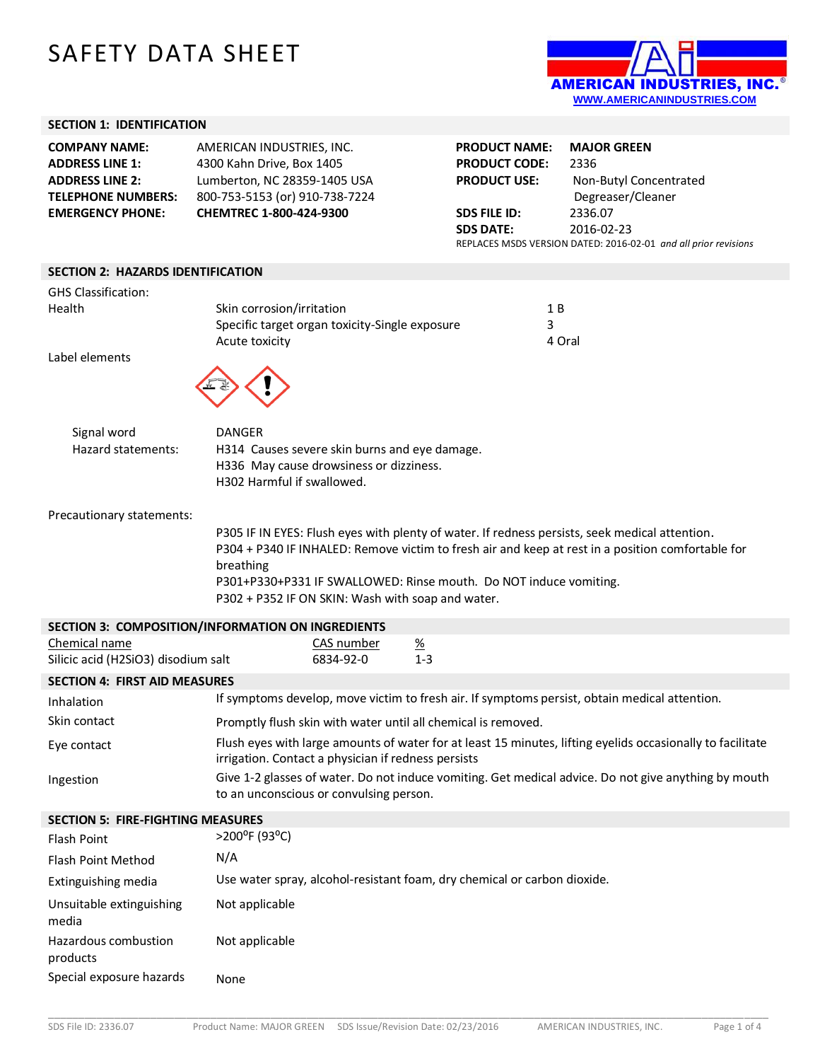# SAFETY DATA SHEET

AMERICAN INDUSTRIES, INC.®
WWW.AMERICANINDUSTRIES.COM

## SECTION 1: IDENTIFICATION

| | |
|---|---|
| **COMPANY NAME:** | AMERICAN INDUSTRIES, INC. |
| **ADDRESS LINE 1:** | 4300 Kahn Drive, Box 1405 |
| **ADDRESS LINE 2:** | Lumberton, NC 28359-1405 USA |
| **TELEPHONE NUMBERS:** | 800-753-5153 (or) 910-738-7224 |
| **EMERGENCY PHONE:** | **CHEMTREC 1-800-424-9300** |

| | |
|---|---|
| **PRODUCT NAME:** | **MAJOR GREEN** |
| **PRODUCT CODE:** | 2336 |
| **PRODUCT USE:** | Non-Butyl Concentrated Degreaser/Cleaner |
| **SDS FILE ID:** | 2336.07 |
| **SDS DATE:** | 2016-02-23 |

REPLACES MSDS VERSION DATED: 2016-02-01 *and all prior revisions*

## SECTION 2: HAZARDS IDENTIFICATION

GHS Classification:

| | | |
|---|---|---|
| Health | Skin corrosion/irritation | 1 B |
| | Specific target organ toxicity-Single exposure | 3 |
| | Acute toxicity | 4 Oral |

Label elements

Signal word: DANGER

Hazard statements:
H314 Causes severe skin burns and eye damage.
H336 May cause drowsiness or dizziness.
H302 Harmful if swallowed.

Precautionary statements:

P305 IF IN EYES: Flush eyes with plenty of water. If redness persists, seek medical attention.
P304 + P340 IF INHALED: Remove victim to fresh air and keep at rest in a position comfortable for breathing
P301+P330+P331 IF SWALLOWED: Rinse mouth. Do NOT induce vomiting.
P302 + P352 IF ON SKIN: Wash with soap and water.

## SECTION 3: COMPOSITION/INFORMATION ON INGREDIENTS

| Chemical name | CAS number | % |
|---|---|---|
| Silicic acid ($H_2SiO_3$) disodium salt | 6834-92-0 | 1-3 |

## SECTION 4: FIRST AID MEASURES

| | |
|---|---|
| Inhalation | If symptoms develop, move victim to fresh air. If symptoms persist, obtain medical attention. |
| Skin contact | Promptly flush skin with water until all chemical is removed. |
| Eye contact | Flush eyes with large amounts of water for at least 15 minutes, lifting eyelids occasionally to facilitate irrigation. Contact a physician if redness persists |
| Ingestion | Give 1-2 glasses of water. Do not induce vomiting. Get medical advice. Do not give anything by mouth to an unconscious or convulsing person. |

## SECTION 5: FIRE-FIGHTING MEASURES

| | |
|---|---|
| Flash Point | >200°F (93°C) |
| Flash Point Method | N/A |
| Extinguishing media | Use water spray, alcohol-resistant foam, dry chemical or carbon dioxide. |
| Unsuitable extinguishing media | Not applicable |
| Hazardous combustion products | Not applicable |
| Special exposure hazards | None |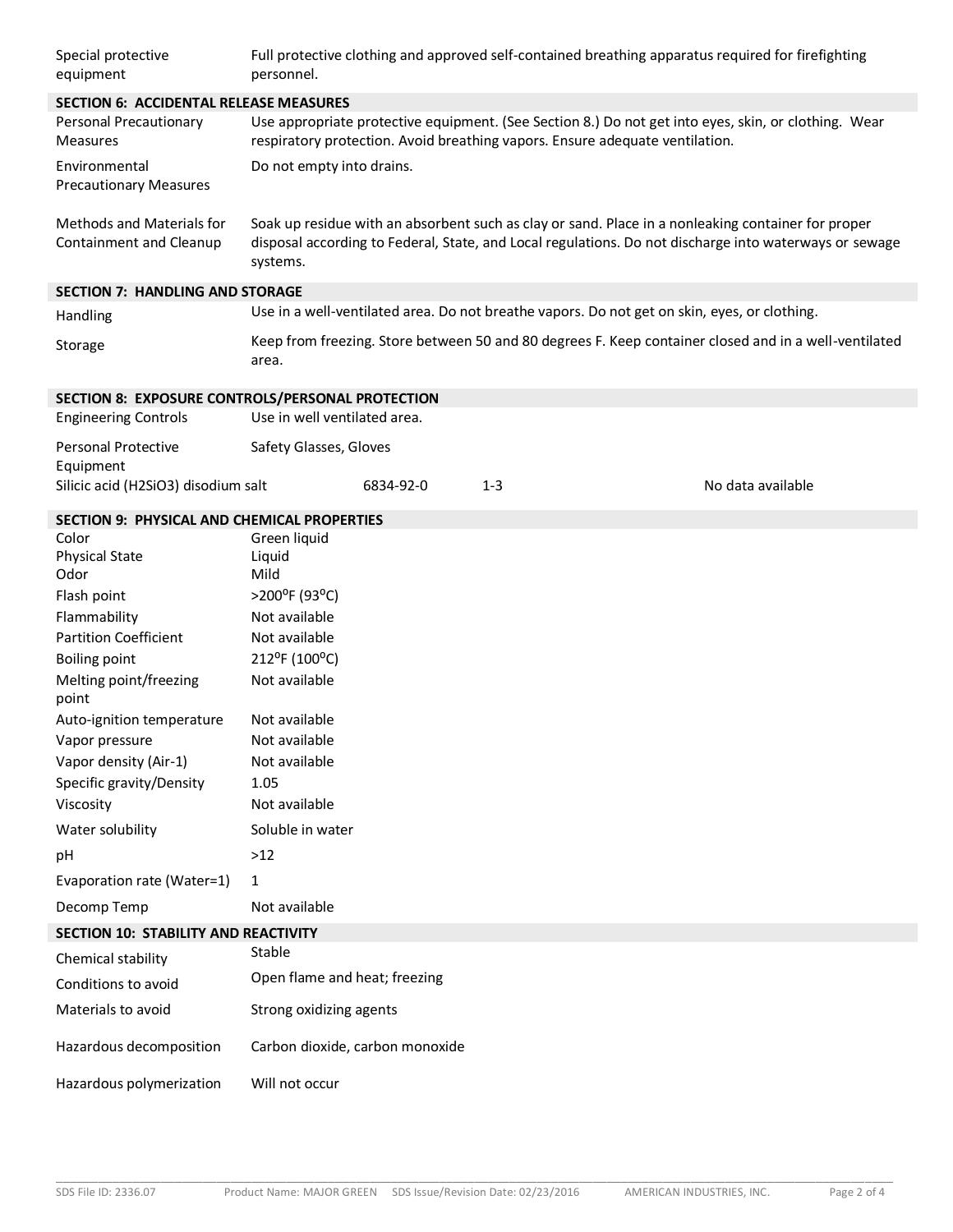| | |
|---|---|
| Special protective equipment | Full protective clothing and approved self-contained breathing apparatus required for firefighting personnel. |

## SECTION 6: ACCIDENTAL RELEASE MEASURES

| | |
|---|---|
| Personal Precautionary Measures | Use appropriate protective equipment. (See Section 8.) Do not get into eyes, skin, or clothing. Wear respiratory protection. Avoid breathing vapors. Ensure adequate ventilation. |
| Environmental Precautionary Measures | Do not empty into drains. |
| Methods and Materials for Containment and Cleanup | Soak up residue with an absorbent such as clay or sand. Place in a nonleaking container for proper disposal according to Federal, State, and Local regulations. Do not discharge into waterways or sewage systems. |

## SECTION 7: HANDLING AND STORAGE

| | |
|---|---|
| Handling | Use in a well-ventilated area. Do not breathe vapors. Do not get on skin, eyes, or clothing. |
| Storage | Keep from freezing. Store between 50 and 80 degrees F. Keep container closed and in a well-ventilated area. |

## SECTION 8: EXPOSURE CONTROLS/PERSONAL PROTECTION

| | |
|---|---|
| Engineering Controls | Use in well ventilated area. |
| Personal Protective Equipment | Safety Glasses, Gloves |

| | | | |
|---|---|---|---|
| Silicic acid ($H_2SiO_3$) disodium salt | 6834-92-0 | 1-3 | No data available |

## SECTION 9: PHYSICAL AND CHEMICAL PROPERTIES

| | |
|---|---|
| Color | Green liquid |
| Physical State | Liquid |
| Odor | Mild |
| Flash point | >200°F (93°C) |
| Flammability | Not available |
| Partition Coefficient | Not available |
| Boiling point | 212°F (100°C) |
| Melting point/freezing point | Not available |
| Auto-ignition temperature | Not available |
| Vapor pressure | Not available |
| Vapor density (Air-1) | Not available |
| Specific gravity/Density | 1.05 |
| Viscosity | Not available |
| Water solubility | Soluble in water |
| pH | >12 |
| Evaporation rate (Water=1) | 1 |
| Decomp Temp | Not available |

## SECTION 10: STABILITY AND REACTIVITY

| | |
|---|---|
| Chemical stability | Stable |
| Conditions to avoid | Open flame and heat; freezing |
| Materials to avoid | Strong oxidizing agents |
| Hazardous decomposition | Carbon dioxide, carbon monoxide |
| Hazardous polymerization | Will not occur |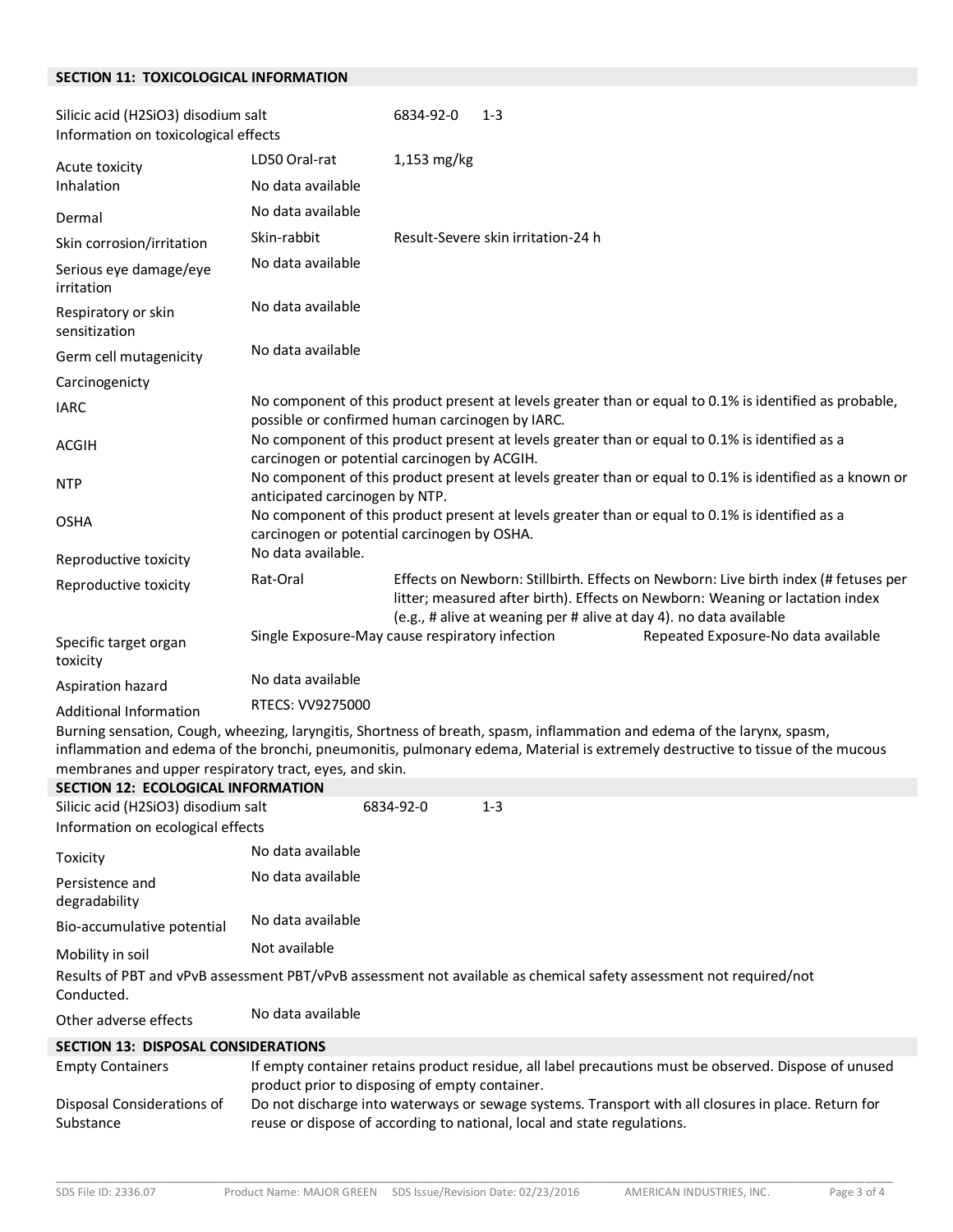## SECTION 11: TOXICOLOGICAL INFORMATION

| | | |
|---|---|---|
| Silicic acid ($H_2SiO_3$) disodium salt | 6834-92-0 | 1-3 |
| Information on toxicological effects | | |
| Acute toxicity | LD50 Oral-rat | 1,153 mg/kg |
| Inhalation | No data available | |
| Dermal | No data available | |
| Skin corrosion/irritation | Skin-rabbit | Result-Severe skin irritation-24 h |
| Serious eye damage/eye irritation | No data available | |
| Respiratory or skin sensitization | No data available | |
| Germ cell mutagenicity | No data available | |
| Carcinogenicity | | |
| IARC | No component of this product present at levels greater than or equal to 0.1% is identified as probable, possible or confirmed human carcinogen by IARC. | |
| ACGIH | No component of this product present at levels greater than or equal to 0.1% is identified as a carcinogen or potential carcinogen by ACGIH. | |
| NTP | No component of this product present at levels greater than or equal to 0.1% is identified as a known or anticipated carcinogen by NTP. | |
| OSHA | No component of this product present at levels greater than or equal to 0.1% is identified as a carcinogen or potential carcinogen by OSHA. | |
| Reproductive toxicity | No data available. | |
| Reproductive toxicity | Rat-Oral | Effects on Newborn: Stillbirth. Effects on Newborn: Live birth index (# fetuses per litter; measured after birth). Effects on Newborn: Weaning or lactation index (e.g., # alive at weaning per # alive at day 4). no data available |
| Specific target organ toxicity | Single Exposure-May cause respiratory infection | Repeated Exposure-No data available |
| Aspiration hazard | No data available | |
| Additional Information | RTECS: VV9275000 | |

Burning sensation, Cough, wheezing, laryngitis, Shortness of breath, spasm, inflammation and edema of the larynx, spasm, inflammation and edema of the bronchi, pneumonitis, pulmonary edema, Material is extremely destructive to tissue of the mucous membranes and upper respiratory tract, eyes, and skin.

## SECTION 12: ECOLOGICAL INFORMATION

| | | |
|---|---|---|
| Silicic acid ($H_2SiO_3$) disodium salt | 6834-92-0 | 1-3 |
| Information on ecological effects | | |
| Toxicity | No data available | |
| Persistence and degradability | No data available | |
| Bio-accumulative potential | No data available | |
| Mobility in soil | Not available | |

Results of PBT and vPvB assessment PBT/vPvB assessment not available as chemical safety assessment not required/not Conducted.

| | |
|---|---|
| Other adverse effects | No data available |

## SECTION 13: DISPOSAL CONSIDERATIONS

| | |
|---|---|
| Empty Containers | If empty container retains product residue, all label precautions must be observed. Dispose of unused product prior to disposing of empty container. |
| Disposal Considerations of Substance | Do not discharge into waterways or sewage systems. Transport with all closures in place. Return for reuse or dispose of according to national, local and state regulations. |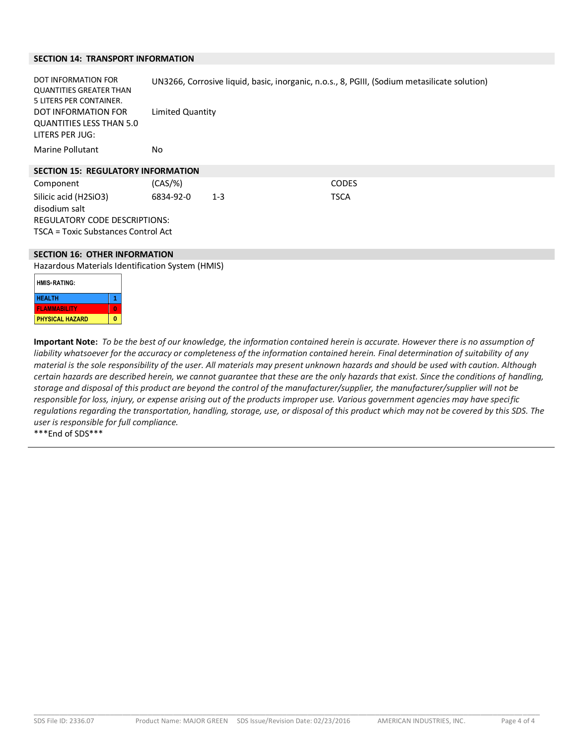## SECTION 14: TRANSPORT INFORMATION

| | |
|---|---|
| DOT INFORMATION FOR QUANTITIES GREATER THAN 5 LITERS PER CONTAINER. | UN3266, Corrosive liquid, basic, inorganic, n.o.s., 8, PGIII, (Sodium metasilicate solution) |
| DOT INFORMATION FOR QUANTITIES LESS THAN 5.0 LITERS PER JUG: | Limited Quantity |
| Marine Pollutant | No |

## SECTION 15: REGULATORY INFORMATION

| Component | (CAS/%) | | CODES |
|---|---|---|---|
| Silicic acid ($H_2SiO_3$) disodium salt | 6834-92-0 | 1-3 | TSCA |

REGULATORY CODE DESCRIPTIONS:
TSCA = Toxic Substances Control Act

## SECTION 16: OTHER INFORMATION

Hazardous Materials Identification System (HMIS)

| HMIS® RATING: | |
|---|---|
| HEALTH | 1 |
| FLAMMABILITY | 0 |
| PHYSICAL HAZARD | 0 |

**Important Note:** *To be the best of our knowledge, the information contained herein is accurate. However there is no assumption of liability whatsoever for the accuracy or completeness of the information contained herein. Final determination of suitability of any material is the sole responsibility of the user. All materials may present unknown hazards and should be used with caution. Although certain hazards are described herein, we cannot guarantee that these are the only hazards that exist. Since the conditions of handling, storage and disposal of this product are beyond the control of the manufacturer/supplier, the manufacturer/supplier will not be responsible for loss, injury, or expense arising out of the products improper use. Various government agencies may have specific regulations regarding the transportation, handling, storage, use, or disposal of this product which may not be covered by this SDS. The user is responsible for full compliance.*

***End of SDS***